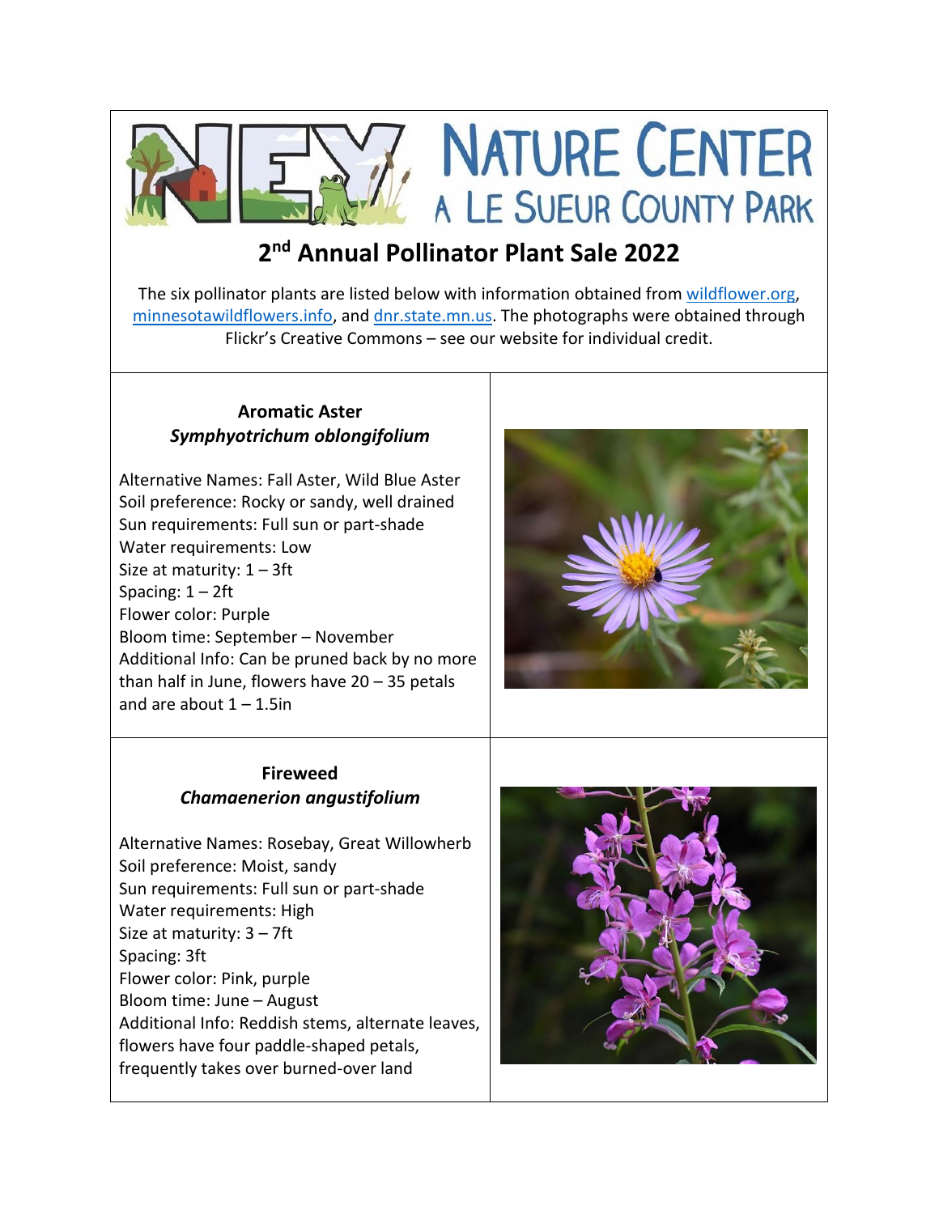# NEY Nature Center

## A Le Sueur County Park

## 2nd Annual Pollinator Plant Sale 2022

The six pollinator plants are listed below with information obtained from wildflower.org, minnesotawildflowers.info, and dnr.state.mn.us. The photographs were obtained through Flickr's Creative Commons – see our website for individual credit.

### Aromatic Aster
***Symphyotrichum oblongifolium***

Alternative Names: Fall Aster, Wild Blue Aster
Soil preference: Rocky or sandy, well drained
Sun requirements: Full sun or part-shade
Water requirements: Low
Size at maturity: 1 – 3ft
Spacing: 1 – 2ft
Flower color: Purple
Bloom time: September – November
Additional Info: Can be pruned back by no more than half in June, flowers have 20 – 35 petals and are about 1 – 1.5in

### Fireweed
***Chamaenerion angustifolium***

Alternative Names: Rosebay, Great Willowherb
Soil preference: Moist, sandy
Sun requirements: Full sun or part-shade
Water requirements: High
Size at maturity: 3 – 7ft
Spacing: 3ft
Flower color: Pink, purple
Bloom time: June – August
Additional Info: Reddish stems, alternate leaves, flowers have four paddle-shaped petals, frequently takes over burned-over land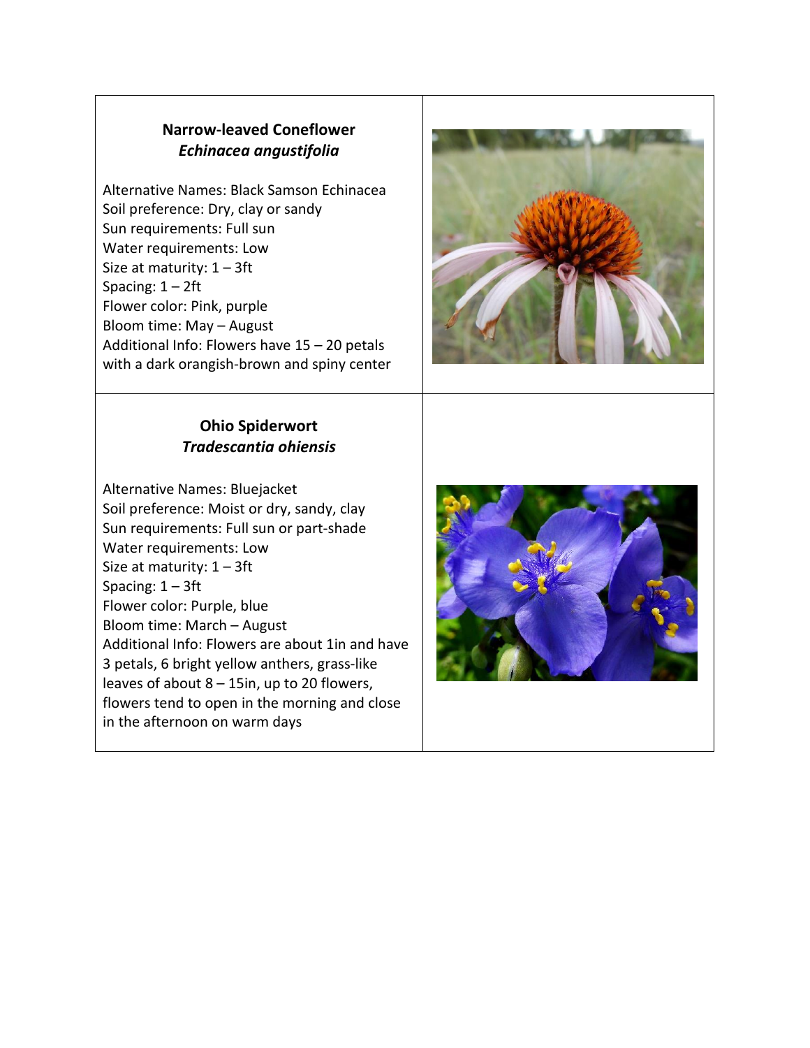**Narrow-leaved Coneflower**
***Echinacea angustifolia***

Alternative Names: Black Samson Echinacea
Soil preference: Dry, clay or sandy
Sun requirements: Full sun
Water requirements: Low
Size at maturity: 1 – 3ft
Spacing: 1 – 2ft
Flower color: Pink, purple
Bloom time: May – August
Additional Info: Flowers have 15 – 20 petals with a dark orangish-brown and spiny center

**Ohio Spiderwort**
***Tradescantia ohiensis***

Alternative Names: Bluejacket
Soil preference: Moist or dry, sandy, clay
Sun requirements: Full sun or part-shade
Water requirements: Low
Size at maturity: 1 – 3ft
Spacing: 1 – 3ft
Flower color: Purple, blue
Bloom time: March – August
Additional Info: Flowers are about 1in and have 3 petals, 6 bright yellow anthers, grass-like leaves of about 8 – 15in, up to 20 flowers, flowers tend to open in the morning and close in the afternoon on warm days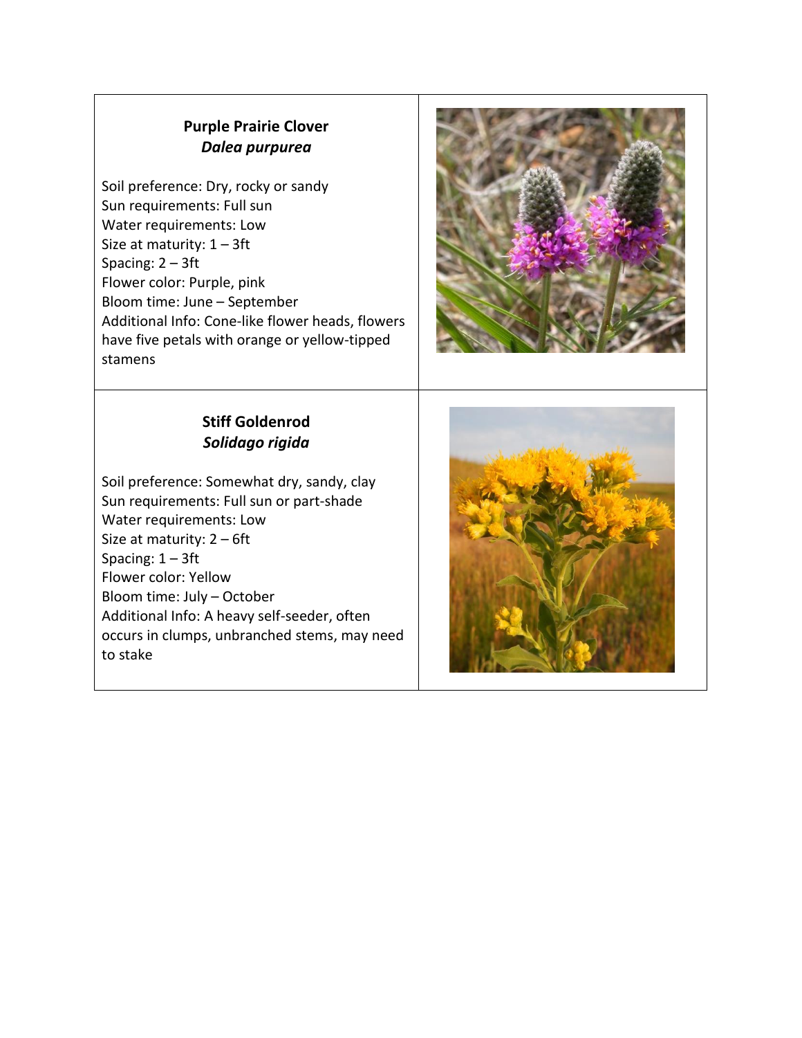**Purple Prairie Clover**
***Dalea purpurea***

Soil preference: Dry, rocky or sandy
Sun requirements: Full sun
Water requirements: Low
Size at maturity: 1 – 3ft
Spacing: 2 – 3ft
Flower color: Purple, pink
Bloom time: June – September
Additional Info: Cone-like flower heads, flowers have five petals with orange or yellow-tipped stamens

**Stiff Goldenrod**
***Solidago rigida***

Soil preference: Somewhat dry, sandy, clay
Sun requirements: Full sun or part-shade
Water requirements: Low
Size at maturity: 2 – 6ft
Spacing: 1 – 3ft
Flower color: Yellow
Bloom time: July – October
Additional Info: A heavy self-seeder, often occurs in clumps, unbranched stems, may need to stake